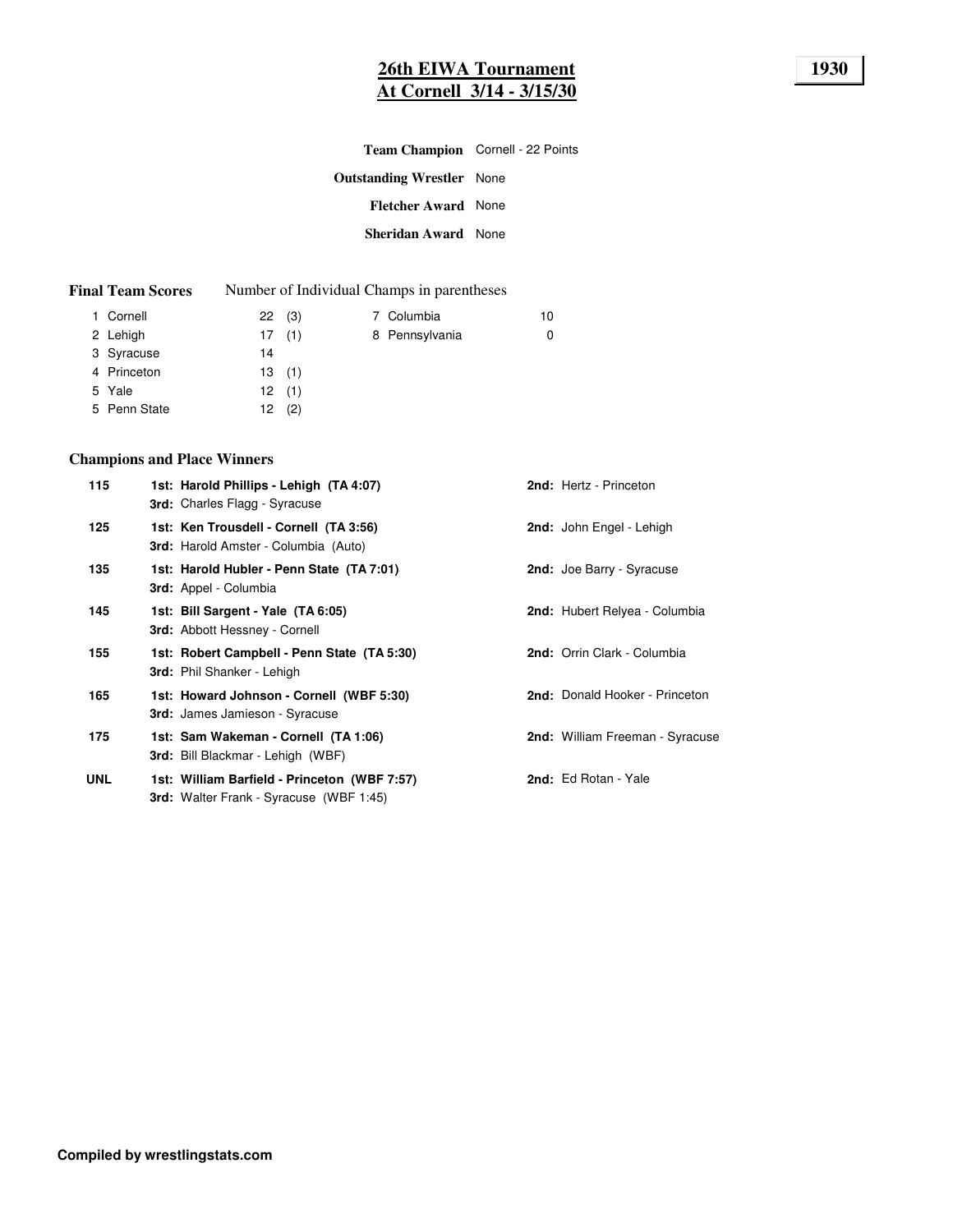# 26th EIWA Tournament
# At Cornell 3/14 - 3/15/30

**1930**

**Team Champion** Cornell - 22 Points

**Outstanding Wrestler** None

**Fletcher Award** None

**Sheridan Award** None

**Final Team Scores** Number of Individual Champs in parentheses

| Rank | Team | Points | Champs |
|---|---|---|---|
| 1 | Cornell | 22 | (3) |
| 2 | Lehigh | 17 | (1) |
| 3 | Syracuse | 14 | |
| 4 | Princeton | 13 | (1) |
| 5 | Yale | 12 | (1) |
| 5 | Penn State | 12 | (2) |
| 7 | Columbia | 10 | |
| 8 | Pennsylvania | 0 | |

### Champions and Place Winners

| Weight | 1st | 2nd | 3rd |
|---|---|---|---|
| 115 | **Harold Phillips - Lehigh (TA 4:07)** | Hertz - Princeton | Charles Flagg - Syracuse |
| 125 | **Ken Trousdell - Cornell (TA 3:56)** | John Engel - Lehigh | Harold Amster - Columbia (Auto) |
| 135 | **Harold Hubler - Penn State (TA 7:01)** | Joe Barry - Syracuse | Appel - Columbia |
| 145 | **Bill Sargent - Yale (TA 6:05)** | Hubert Relyea - Columbia | Abbott Hessney - Cornell |
| 155 | **Robert Campbell - Penn State (TA 5:30)** | Orrin Clark - Columbia | Phil Shanker - Lehigh |
| 165 | **Howard Johnson - Cornell (WBF 5:30)** | Donald Hooker - Princeton | James Jamieson - Syracuse |
| 175 | **Sam Wakeman - Cornell (TA 1:06)** | William Freeman - Syracuse | Bill Blackmar - Lehigh (WBF) |
| UNL | **William Barfield - Princeton (WBF 7:57)** | Ed Rotan - Yale | Walter Frank - Syracuse (WBF 1:45) |

**Compiled by wrestlingstats.com**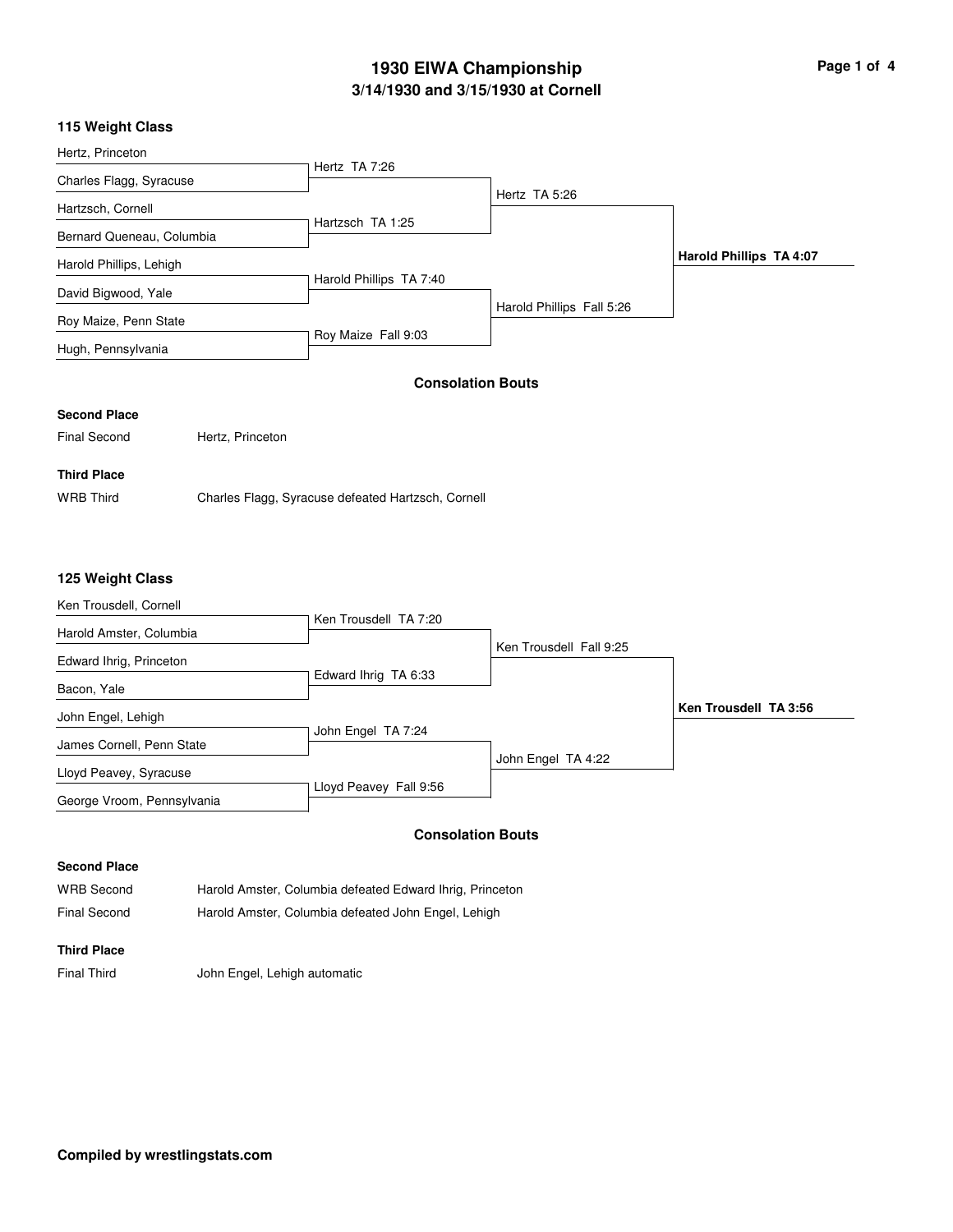# 1930 EIWA Championship

## 3/14/1930 and 3/15/1930 at Cornell

### 115 Weight Class

| First Round | Semifinals | Final |
|---|---|---|
| Hertz, Princeton | | |
| Charles Flagg, Syracuse | | |
| Hertz TA 7:26 | | |
| Hartzsch, Cornell | | |
| Bernard Queneau, Columbia | | |
| Hartzsch TA 1:25 | Hertz TA 5:26 | |
| Harold Phillips, Lehigh | | |
| David Bigwood, Yale | | |
| Harold Phillips TA 7:40 | | **Harold Phillips TA 4:07** |
| Roy Maize, Penn State | | |
| Hugh, Pennsylvania | | |
| Roy Maize Fall 9:03 | Harold Phillips Fall 5:26 | |

#### Consolation Bouts

**Second Place**

| | |
|---|---|
| Final Second | Hertz, Princeton |

**Third Place**

| | |
|---|---|
| WRB Third | Charles Flagg, Syracuse defeated Hartzsch, Cornell |

### 125 Weight Class

| First Round | Semifinals | Final |
|---|---|---|
| Ken Trousdell, Cornell | | |
| Harold Amster, Columbia | | |
| Ken Trousdell TA 7:20 | | |
| Edward Ihrig, Princeton | | |
| Bacon, Yale | | |
| Edward Ihrig TA 6:33 | Ken Trousdell Fall 9:25 | |
| John Engel, Lehigh | | |
| James Cornell, Penn State | | |
| John Engel TA 7:24 | | **Ken Trousdell TA 3:56** |
| Lloyd Peavey, Syracuse | | |
| George Vroom, Pennsylvania | | |
| Lloyd Peavey Fall 9:56 | John Engel TA 4:22 | |

#### Consolation Bouts

**Second Place**

| | |
|---|---|
| WRB Second | Harold Amster, Columbia defeated Edward Ihrig, Princeton |
| Final Second | Harold Amster, Columbia defeated John Engel, Lehigh |

**Third Place**

| | |
|---|---|
| Final Third | John Engel, Lehigh automatic |

**Compiled by wrestlingstats.com**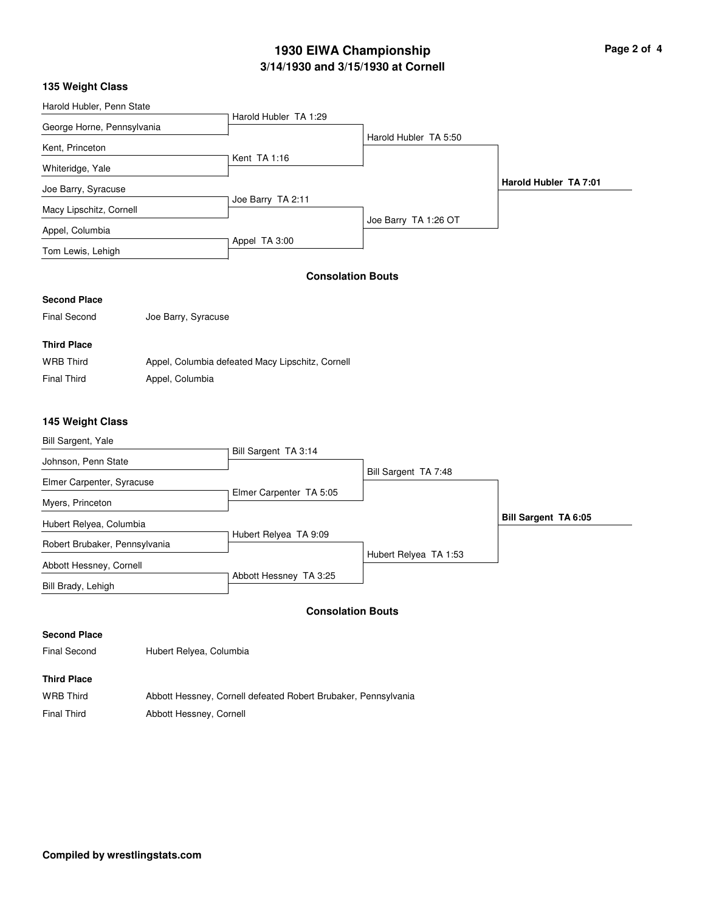# 1930 EIWA Championship

## 3/14/1930 and 3/15/1930 at Cornell

### 135 Weight Class

| First Round | Semifinals | Final |
| --- | --- | --- |
| Harold Hubler, Penn State vs. George Horne, Pennsylvania — Harold Hubler TA 1:29 | Harold Hubler TA 5:50 | **Harold Hubler TA 7:01** |
| Kent, Princeton vs. Whiteridge, Yale — Kent TA 1:16 | | |
| Joe Barry, Syracuse vs. Macy Lipschitz, Cornell — Joe Barry TA 2:11 | Joe Barry TA 1:26 OT | |
| Appel, Columbia vs. Tom Lewis, Lehigh — Appel TA 3:00 | | |

#### Consolation Bouts

**Second Place**

Final Second — Joe Barry, Syracuse

**Third Place**

WRB Third — Appel, Columbia defeated Macy Lipschitz, Cornell

Final Third — Appel, Columbia

### 145 Weight Class

| First Round | Semifinals | Final |
| --- | --- | --- |
| Bill Sargent, Yale vs. Johnson, Penn State — Bill Sargent TA 3:14 | Bill Sargent TA 7:48 | **Bill Sargent TA 6:05** |
| Elmer Carpenter, Syracuse vs. Myers, Princeton — Elmer Carpenter TA 5:05 | | |
| Hubert Relyea, Columbia vs. Robert Brubaker, Pennsylvania — Hubert Relyea TA 9:09 | Hubert Relyea TA 1:53 | |
| Abbott Hessney, Cornell vs. Bill Brady, Lehigh — Abbott Hessney TA 3:25 | | |

#### Consolation Bouts

**Second Place**

Final Second — Hubert Relyea, Columbia

**Third Place**

WRB Third — Abbott Hessney, Cornell defeated Robert Brubaker, Pennsylvania

Final Third — Abbott Hessney, Cornell

**Compiled by wrestlingstats.com**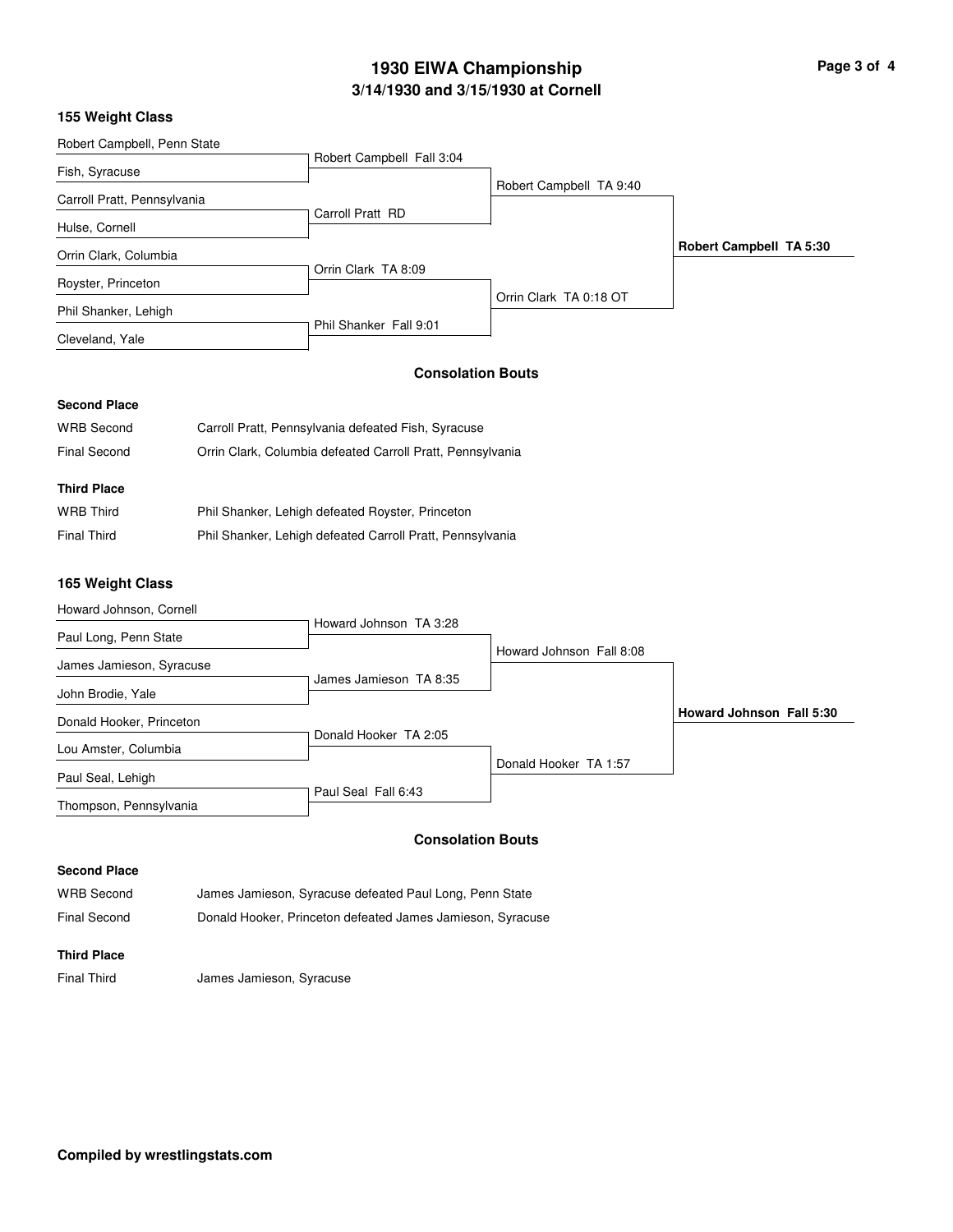# 1930 EIWA Championship

## 3/14/1930 and 3/15/1930 at Cornell

### 155 Weight Class

| First Round | Semifinals | Finals | Champion |
|---|---|---|---|
| Robert Campbell, Penn State | | | |
| | Robert Campbell Fall 3:04 | | |
| Fish, Syracuse | | | |
| | | Robert Campbell TA 9:40 | |
| Carroll Pratt, Pennsylvania | | | |
| | Carroll Pratt RD | | |
| Hulse, Cornell | | | |
| | | | **Robert Campbell TA 5:30** |
| Orrin Clark, Columbia | | | |
| | Orrin Clark TA 8:09 | | |
| Royster, Princeton | | | |
| | | Orrin Clark TA 0:18 OT | |
| Phil Shanker, Lehigh | | | |
| | Phil Shanker Fall 9:01 | | |
| Cleveland, Yale | | | |

#### Consolation Bouts

**Second Place**

| | |
|---|---|
| WRB Second | Carroll Pratt, Pennsylvania defeated Fish, Syracuse |
| Final Second | Orrin Clark, Columbia defeated Carroll Pratt, Pennsylvania |

**Third Place**

| | |
|---|---|
| WRB Third | Phil Shanker, Lehigh defeated Royster, Princeton |
| Final Third | Phil Shanker, Lehigh defeated Carroll Pratt, Pennsylvania |

### 165 Weight Class

| First Round | Semifinals | Finals | Champion |
|---|---|---|---|
| Howard Johnson, Cornell | | | |
| | Howard Johnson TA 3:28 | | |
| Paul Long, Penn State | | | |
| | | Howard Johnson Fall 8:08 | |
| James Jamieson, Syracuse | | | |
| | James Jamieson TA 8:35 | | |
| John Brodie, Yale | | | |
| | | | **Howard Johnson Fall 5:30** |
| Donald Hooker, Princeton | | | |
| | Donald Hooker TA 2:05 | | |
| Lou Amster, Columbia | | | |
| | | Donald Hooker TA 1:57 | |
| Paul Seal, Lehigh | | | |
| | Paul Seal Fall 6:43 | | |
| Thompson, Pennsylvania | | | |

#### Consolation Bouts

**Second Place**

| | |
|---|---|
| WRB Second | James Jamieson, Syracuse defeated Paul Long, Penn State |
| Final Second | Donald Hooker, Princeton defeated James Jamieson, Syracuse |

**Third Place**

| | |
|---|---|
| Final Third | James Jamieson, Syracuse |

**Compiled by wrestlingstats.com**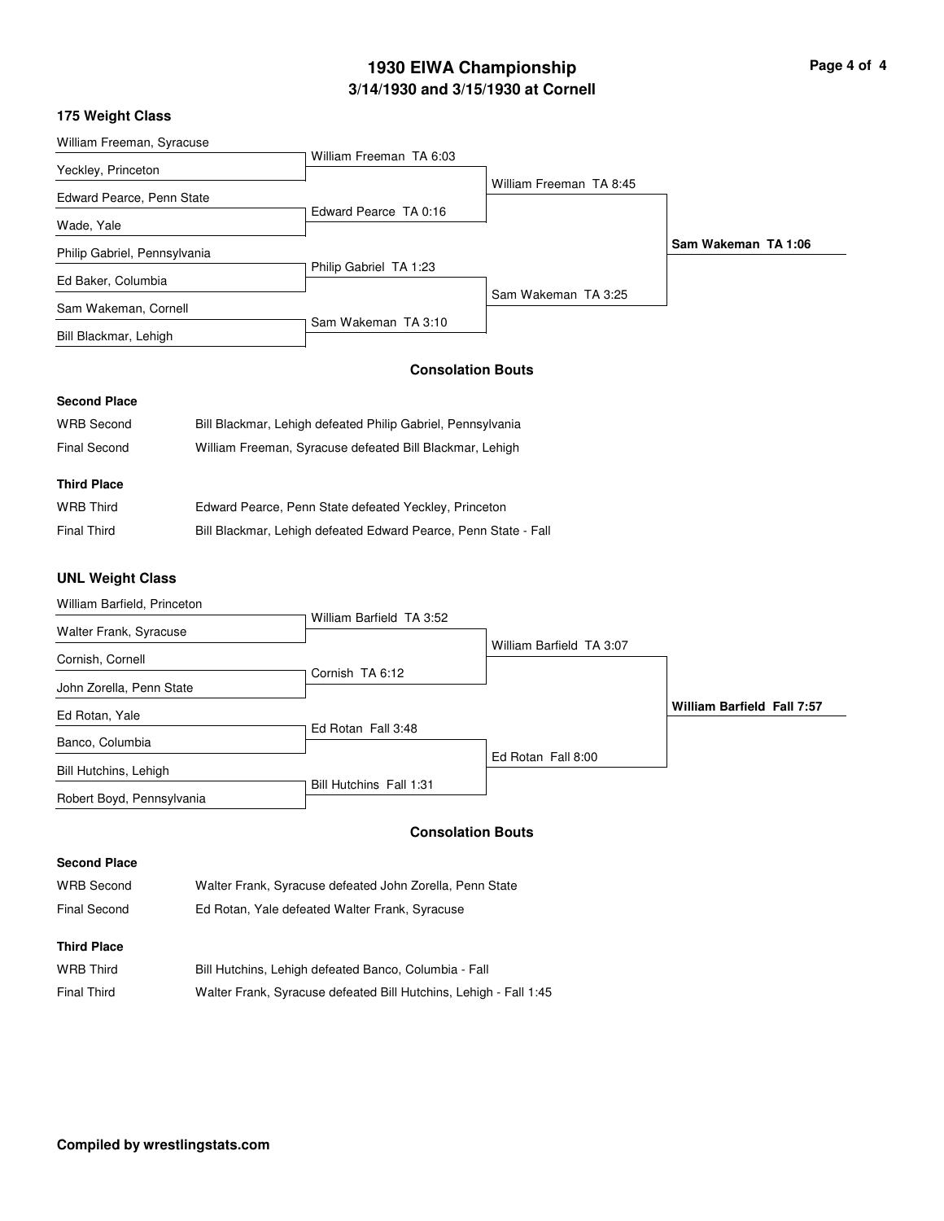# 1930 EIWA Championship

## 3/14/1930 and 3/15/1930 at Cornell

### 175 Weight Class

William Freeman, Syracuse
Yeckley, Princeton
Edward Pearce, Penn State
Wade, Yale
Philip Gabriel, Pennsylvania
Ed Baker, Columbia
Sam Wakeman, Cornell
Bill Blackmar, Lehigh

William Freeman TA 6:03
Edward Pearce TA 0:16
Philip Gabriel TA 1:23
Sam Wakeman TA 3:10

William Freeman TA 8:45
Sam Wakeman TA 3:25

**Sam Wakeman TA 1:06**

#### Consolation Bouts

**Second Place**

| | |
|---|---|
| WRB Second | Bill Blackmar, Lehigh defeated Philip Gabriel, Pennsylvania |
| Final Second | William Freeman, Syracuse defeated Bill Blackmar, Lehigh |

**Third Place**

| | |
|---|---|
| WRB Third | Edward Pearce, Penn State defeated Yeckley, Princeton |
| Final Third | Bill Blackmar, Lehigh defeated Edward Pearce, Penn State - Fall |

### UNL Weight Class

William Barfield, Princeton
Walter Frank, Syracuse
Cornish, Cornell
John Zorella, Penn State
Ed Rotan, Yale
Banco, Columbia
Bill Hutchins, Lehigh
Robert Boyd, Pennsylvania

William Barfield TA 3:52
Cornish TA 6:12
Ed Rotan Fall 3:48
Bill Hutchins Fall 1:31

William Barfield TA 3:07
Ed Rotan Fall 8:00

**William Barfield Fall 7:57**

#### Consolation Bouts

**Second Place**

| | |
|---|---|
| WRB Second | Walter Frank, Syracuse defeated John Zorella, Penn State |
| Final Second | Ed Rotan, Yale defeated Walter Frank, Syracuse |

**Third Place**

| | |
|---|---|
| WRB Third | Bill Hutchins, Lehigh defeated Banco, Columbia - Fall |
| Final Third | Walter Frank, Syracuse defeated Bill Hutchins, Lehigh - Fall 1:45 |

**Compiled by wrestlingstats.com**